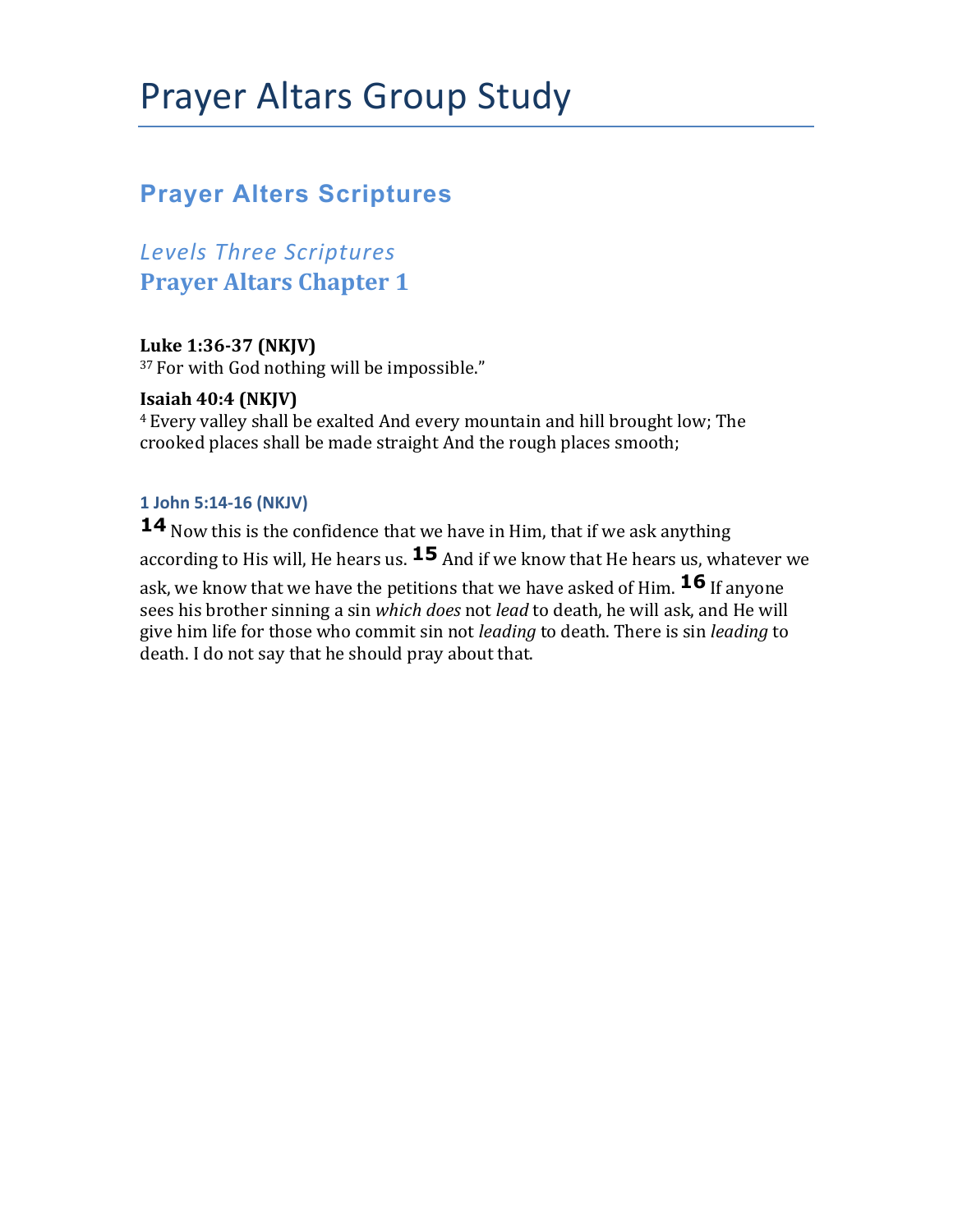# Prayer Altars Group Study

## Prayer Alters Scriptures

### *Levels Three Scriptures*

### Prayer Altars Chapter 1

**Luke 1:36-37 (NKJV)**
[37] For with God nothing will be impossible."

**Isaiah 40:4 (NKJV)**
[4] Every valley shall be exalted And every mountain and hill brought low; The crooked places shall be made straight And the rough places smooth;

**1 John 5:14-16 (NKJV)**
**14** Now this is the confidence that we have in Him, that if we ask anything according to His will, He hears us. **15** And if we know that He hears us, whatever we ask, we know that we have the petitions that we have asked of Him. **16** If anyone sees his brother sinning a sin *which does* not *lead* to death, he will ask, and He will give him life for those who commit sin not *leading* to death. There is sin *leading* to death. I do not say that he should pray about that.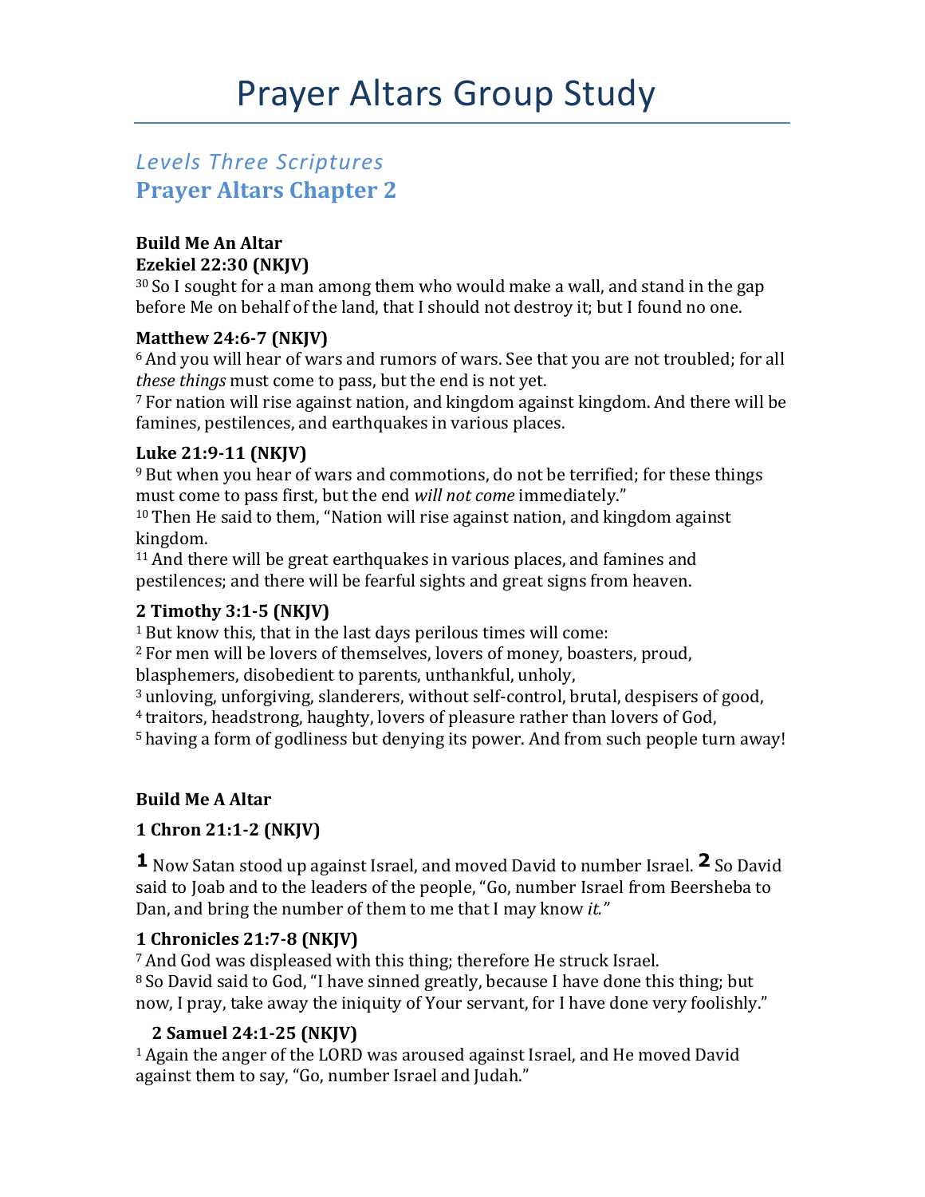# Prayer Altars Group Study

## *Levels Three Scriptures*

## Prayer Altars Chapter 2

**Build Me An Altar**
**Ezekiel 22:30 (NKJV)**
[30] So I sought for a man among them who would make a wall, and stand in the gap before Me on behalf of the land, that I should not destroy it; but I found no one.

**Matthew 24:6-7 (NKJV)**
[6] And you will hear of wars and rumors of wars. See that you are not troubled; for all *these things* must come to pass, but the end is not yet.
[7] For nation will rise against nation, and kingdom against kingdom. And there will be famines, pestilences, and earthquakes in various places.

**Luke 21:9-11 (NKJV)**
[9] But when you hear of wars and commotions, do not be terrified; for these things must come to pass first, but the end *will not come* immediately."
[10] Then He said to them, "Nation will rise against nation, and kingdom against kingdom.
[11] And there will be great earthquakes in various places, and famines and pestilences; and there will be fearful sights and great signs from heaven.

**2 Timothy 3:1-5 (NKJV)**
[1] But know this, that in the last days perilous times will come:
[2] For men will be lovers of themselves, lovers of money, boasters, proud, blasphemers, disobedient to parents, unthankful, unholy,
[3] unloving, unforgiving, slanderers, without self-control, brutal, despisers of good,
[4] traitors, headstrong, haughty, lovers of pleasure rather than lovers of God,
[5] having a form of godliness but denying its power. And from such people turn away!

**Build Me A Altar**

**1 Chron 21:1-2 (NKJV)**

**1** Now Satan stood up against Israel, and moved David to number Israel. **2** So David said to Joab and to the leaders of the people, "Go, number Israel from Beersheba to Dan, and bring the number of them to me that I may know *it."*

**1 Chronicles 21:7-8 (NKJV)**
[7] And God was displeased with this thing; therefore He struck Israel.
[8] So David said to God, "I have sinned greatly, because I have done this thing; but now, I pray, take away the iniquity of Your servant, for I have done very foolishly."

**2 Samuel 24:1-25 (NKJV)**
[1] Again the anger of the LORD was aroused against Israel, and He moved David against them to say, "Go, number Israel and Judah."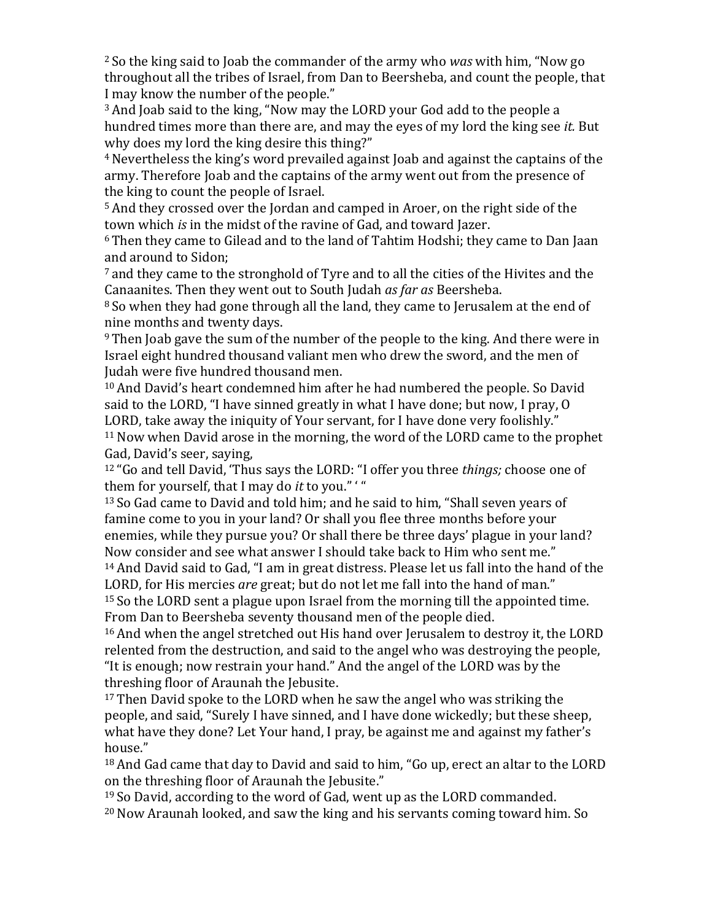[2] So the king said to Joab the commander of the army who *was* with him, "Now go throughout all the tribes of Israel, from Dan to Beersheba, and count the people, that I may know the number of the people."

[3] And Joab said to the king, "Now may the LORD your God add to the people a hundred times more than there are, and may the eyes of my lord the king see *it.* But why does my lord the king desire this thing?"

[4] Nevertheless the king's word prevailed against Joab and against the captains of the army. Therefore Joab and the captains of the army went out from the presence of the king to count the people of Israel.

[5] And they crossed over the Jordan and camped in Aroer, on the right side of the town which *is* in the midst of the ravine of Gad, and toward Jazer.

[6] Then they came to Gilead and to the land of Tahtim Hodshi; they came to Dan Jaan and around to Sidon;

[7] and they came to the stronghold of Tyre and to all the cities of the Hivites and the Canaanites. Then they went out to South Judah *as far as* Beersheba.

[8] So when they had gone through all the land, they came to Jerusalem at the end of nine months and twenty days.

[9] Then Joab gave the sum of the number of the people to the king. And there were in Israel eight hundred thousand valiant men who drew the sword, and the men of Judah were five hundred thousand men.

[10] And David's heart condemned him after he had numbered the people. So David said to the LORD, "I have sinned greatly in what I have done; but now, I pray, O LORD, take away the iniquity of Your servant, for I have done very foolishly."

[11] Now when David arose in the morning, the word of the LORD came to the prophet Gad, David's seer, saying,

[12] "Go and tell David, 'Thus says the LORD: "I offer you three *things;* choose one of them for yourself, that I may do *it* to you." ' "

[13] So Gad came to David and told him; and he said to him, "Shall seven years of famine come to you in your land? Or shall you flee three months before your enemies, while they pursue you? Or shall there be three days' plague in your land? Now consider and see what answer I should take back to Him who sent me."

[14] And David said to Gad, "I am in great distress. Please let us fall into the hand of the LORD, for His mercies *are* great; but do not let me fall into the hand of man."

[15] So the LORD sent a plague upon Israel from the morning till the appointed time. From Dan to Beersheba seventy thousand men of the people died.

[16] And when the angel stretched out His hand over Jerusalem to destroy it, the LORD relented from the destruction, and said to the angel who was destroying the people, "It is enough; now restrain your hand." And the angel of the LORD was by the threshing floor of Araunah the Jebusite.

[17] Then David spoke to the LORD when he saw the angel who was striking the people, and said, "Surely I have sinned, and I have done wickedly; but these sheep, what have they done? Let Your hand, I pray, be against me and against my father's house."

[18] And Gad came that day to David and said to him, "Go up, erect an altar to the LORD on the threshing floor of Araunah the Jebusite."

[19] So David, according to the word of Gad, went up as the LORD commanded.

[20] Now Araunah looked, and saw the king and his servants coming toward him. So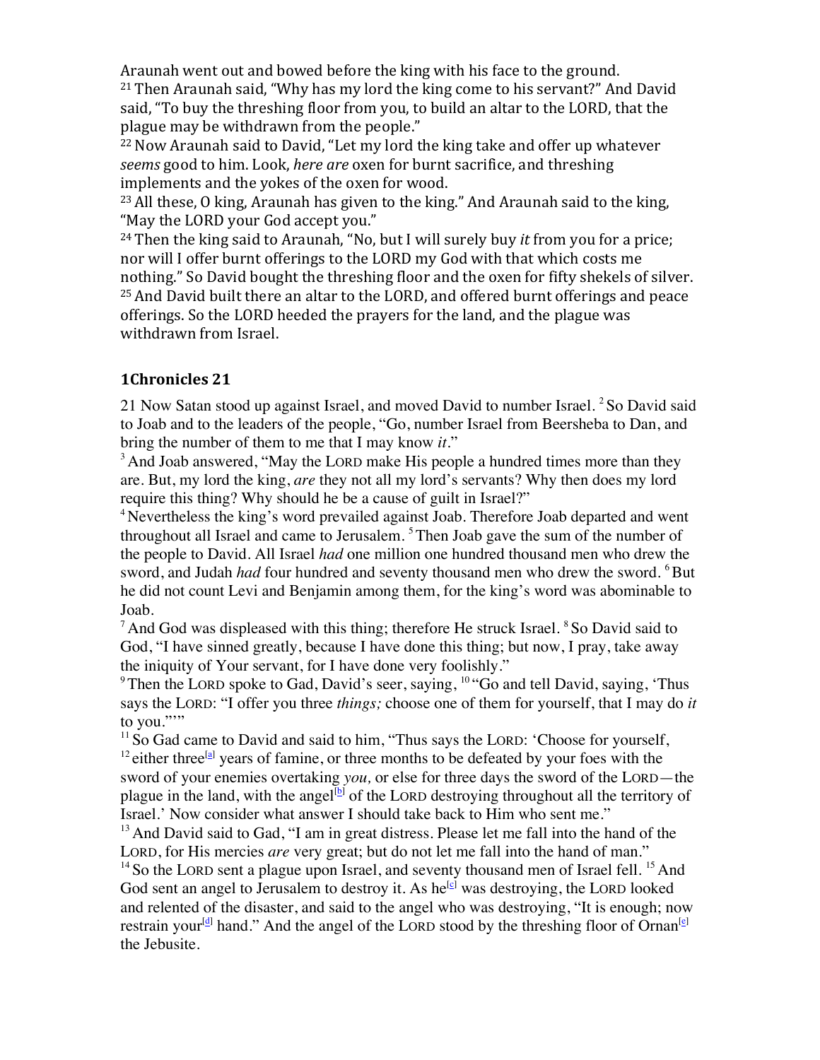Araunah went out and bowed before the king with his face to the ground.

[21] Then Araunah said, "Why has my lord the king come to his servant?" And David said, "To buy the threshing floor from you, to build an altar to the LORD, that the plague may be withdrawn from the people."

[22] Now Araunah said to David, "Let my lord the king take and offer up whatever *seems* good to him. Look, *here are* oxen for burnt sacrifice, and threshing implements and the yokes of the oxen for wood.

[23] All these, O king, Araunah has given to the king." And Araunah said to the king, "May the LORD your God accept you."

[24] Then the king said to Araunah, "No, but I will surely buy *it* from you for a price; nor will I offer burnt offerings to the LORD my God with that which costs me nothing." So David bought the threshing floor and the oxen for fifty shekels of silver.

[25] And David built there an altar to the LORD, and offered burnt offerings and peace offerings. So the LORD heeded the prayers for the land, and the plague was withdrawn from Israel.

## 1Chronicles 21

21 Now Satan stood up against Israel, and moved David to number Israel. [2] So David said to Joab and to the leaders of the people, "Go, number Israel from Beersheba to Dan, and bring the number of them to me that I may know *it*."

[3] And Joab answered, "May the LORD make His people a hundred times more than they are. But, my lord the king, *are* they not all my lord's servants? Why then does my lord require this thing? Why should he be a cause of guilt in Israel?"

[4] Nevertheless the king's word prevailed against Joab. Therefore Joab departed and went throughout all Israel and came to Jerusalem. [5] Then Joab gave the sum of the number of the people to David. All Israel *had* one million one hundred thousand men who drew the sword, and Judah *had* four hundred and seventy thousand men who drew the sword. [6] But he did not count Levi and Benjamin among them, for the king's word was abominable to Joab.

[7] And God was displeased with this thing; therefore He struck Israel. [8] So David said to God, "I have sinned greatly, because I have done this thing; but now, I pray, take away the iniquity of Your servant, for I have done very foolishly."

[9] Then the LORD spoke to Gad, David's seer, saying, [10] "Go and tell David, saying, 'Thus says the LORD: "I offer you three *things;* choose one of them for yourself, that I may do *it* to you."'"

[11] So Gad came to David and said to him, "Thus says the LORD: 'Choose for yourself, [12] either three[a] years of famine, or three months to be defeated by your foes with the sword of your enemies overtaking *you*, or else for three days the sword of the LORD—the plague in the land, with the angel[b] of the LORD destroying throughout all the territory of Israel.' Now consider what answer I should take back to Him who sent me."

[13] And David said to Gad, "I am in great distress. Please let me fall into the hand of the LORD, for His mercies *are* very great; but do not let me fall into the hand of man."

[14] So the LORD sent a plague upon Israel, and seventy thousand men of Israel fell. [15] And God sent an angel to Jerusalem to destroy it. As he[c] was destroying, the LORD looked and relented of the disaster, and said to the angel who was destroying, "It is enough; now restrain your[d] hand." And the angel of the LORD stood by the threshing floor of Ornan[e] the Jebusite.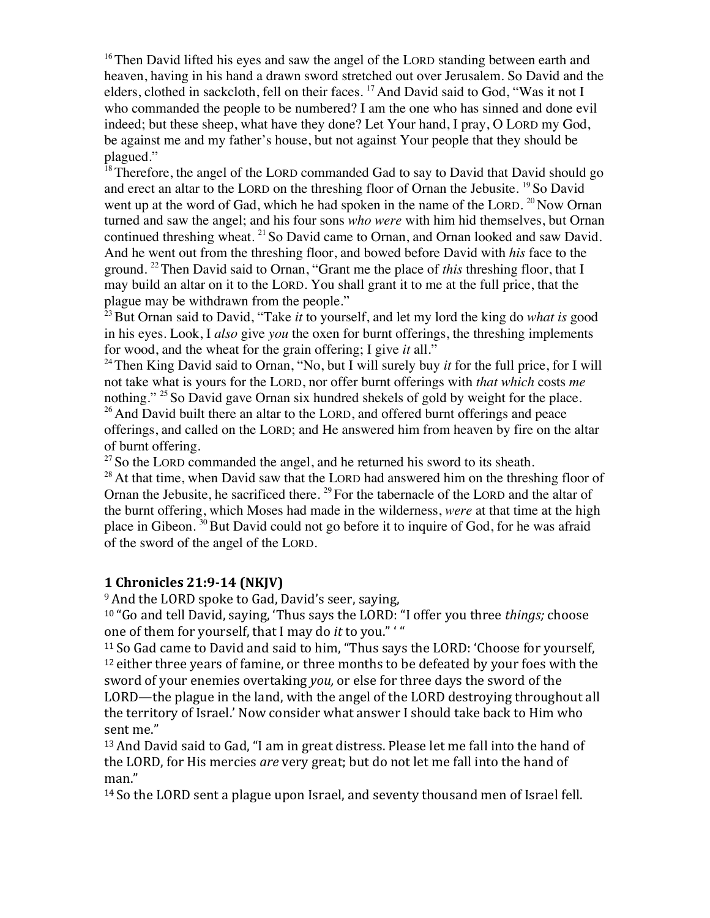[16] Then David lifted his eyes and saw the angel of the LORD standing between earth and heaven, having in his hand a drawn sword stretched out over Jerusalem. So David and the elders, clothed in sackcloth, fell on their faces. [17] And David said to God, "Was it not I who commanded the people to be numbered? I am the one who has sinned and done evil indeed; but these sheep, what have they done? Let Your hand, I pray, O LORD my God, be against me and my father's house, but not against Your people that they should be plagued."

[18] Therefore, the angel of the LORD commanded Gad to say to David that David should go and erect an altar to the LORD on the threshing floor of Ornan the Jebusite. [19] So David went up at the word of Gad, which he had spoken in the name of the LORD. [20] Now Ornan turned and saw the angel; and his four sons *who were* with him hid themselves, but Ornan continued threshing wheat. [21] So David came to Ornan, and Ornan looked and saw David. And he went out from the threshing floor, and bowed before David with *his* face to the ground. [22] Then David said to Ornan, "Grant me the place of *this* threshing floor, that I may build an altar on it to the LORD. You shall grant it to me at the full price, that the plague may be withdrawn from the people."

[23] But Ornan said to David, "Take *it* to yourself, and let my lord the king do *what is* good in his eyes. Look, I *also* give *you* the oxen for burnt offerings, the threshing implements for wood, and the wheat for the grain offering; I give *it* all."

[24] Then King David said to Ornan, "No, but I will surely buy *it* for the full price, for I will not take what is yours for the LORD, nor offer burnt offerings with *that which* costs *me* nothing." [25] So David gave Ornan six hundred shekels of gold by weight for the place.

[26] And David built there an altar to the LORD, and offered burnt offerings and peace offerings, and called on the LORD; and He answered him from heaven by fire on the altar of burnt offering.

[27] So the LORD commanded the angel, and he returned his sword to its sheath.

[28] At that time, when David saw that the LORD had answered him on the threshing floor of Ornan the Jebusite, he sacrificed there. [29] For the tabernacle of the LORD and the altar of the burnt offering, which Moses had made in the wilderness, *were* at that time at the high place in Gibeon. [30] But David could not go before it to inquire of God, for he was afraid of the sword of the angel of the LORD.

### 1 Chronicles 21:9-14 (NKJV)

[9] And the LORD spoke to Gad, David's seer, saying,

[10] "Go and tell David, saying, 'Thus says the LORD: "I offer you three *things;* choose one of them for yourself, that I may do *it* to you." ' "

[11] So Gad came to David and said to him, "Thus says the LORD: 'Choose for yourself, [12] either three years of famine, or three months to be defeated by your foes with the sword of your enemies overtaking *you,* or else for three days the sword of the LORD—the plague in the land, with the angel of the LORD destroying throughout all the territory of Israel.' Now consider what answer I should take back to Him who sent me."

[13] And David said to Gad, "I am in great distress. Please let me fall into the hand of the LORD, for His mercies *are* very great; but do not let me fall into the hand of man."

[14] So the LORD sent a plague upon Israel, and seventy thousand men of Israel fell.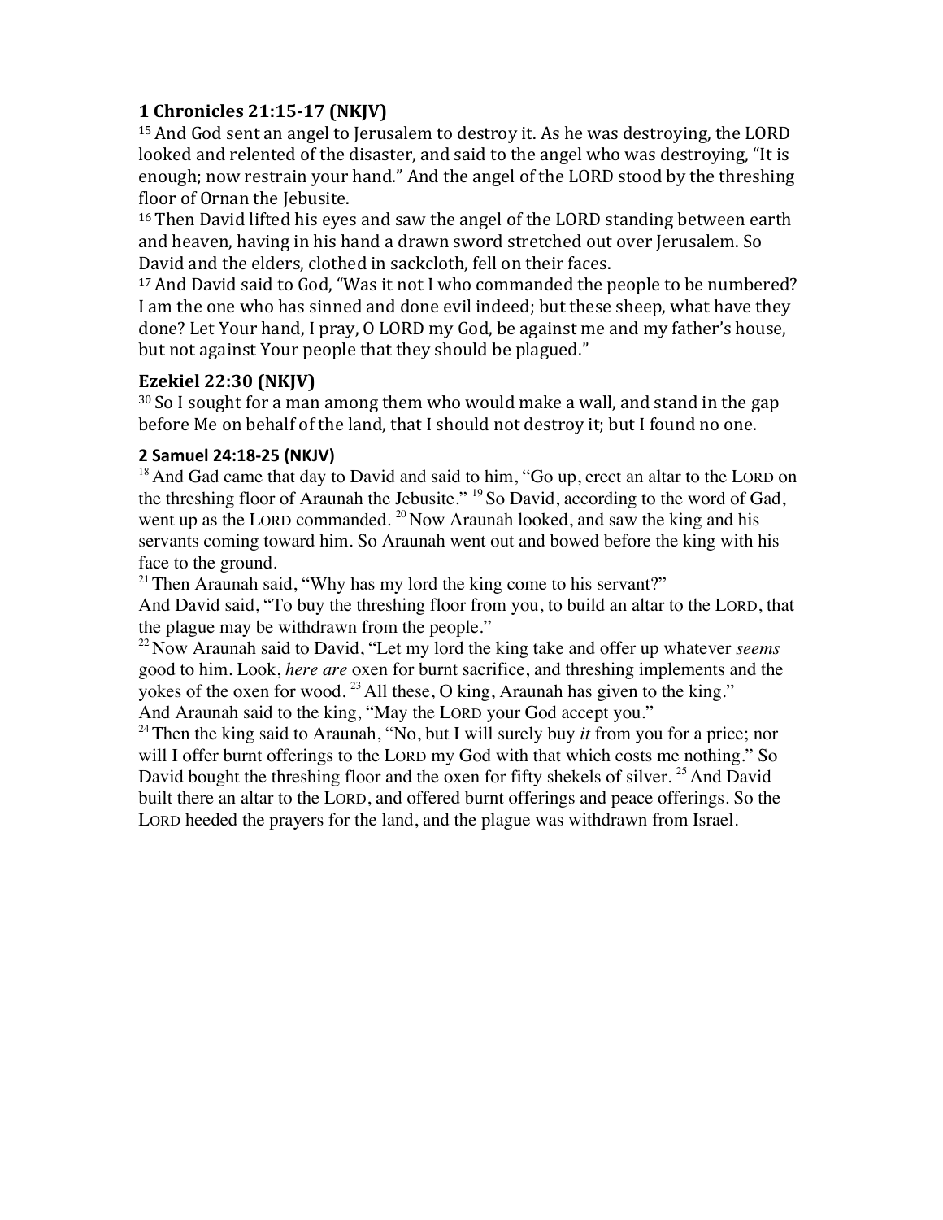### 1 Chronicles 21:15-17 (NKJV)

[15] And God sent an angel to Jerusalem to destroy it. As he was destroying, the LORD looked and relented of the disaster, and said to the angel who was destroying, "It is enough; now restrain your hand." And the angel of the LORD stood by the threshing floor of Ornan the Jebusite.
[16] Then David lifted his eyes and saw the angel of the LORD standing between earth and heaven, having in his hand a drawn sword stretched out over Jerusalem. So David and the elders, clothed in sackcloth, fell on their faces.
[17] And David said to God, "Was it not I who commanded the people to be numbered? I am the one who has sinned and done evil indeed; but these sheep, what have they done? Let Your hand, I pray, O LORD my God, be against me and my father's house, but not against Your people that they should be plagued."

### Ezekiel 22:30 (NKJV)

[30] So I sought for a man among them who would make a wall, and stand in the gap before Me on behalf of the land, that I should not destroy it; but I found no one.

### 2 Samuel 24:18-25 (NKJV)

[18] And Gad came that day to David and said to him, "Go up, erect an altar to the LORD on the threshing floor of Araunah the Jebusite." [19] So David, according to the word of Gad, went up as the LORD commanded. [20] Now Araunah looked, and saw the king and his servants coming toward him. So Araunah went out and bowed before the king with his face to the ground.
[21] Then Araunah said, "Why has my lord the king come to his servant?"
And David said, "To buy the threshing floor from you, to build an altar to the LORD, that the plague may be withdrawn from the people."
[22] Now Araunah said to David, "Let my lord the king take and offer up whatever *seems* good to him. Look, *here are* oxen for burnt sacrifice, and threshing implements and the yokes of the oxen for wood. [23] All these, O king, Araunah has given to the king."
And Araunah said to the king, "May the LORD your God accept you."
[24] Then the king said to Araunah, "No, but I will surely buy *it* from you for a price; nor will I offer burnt offerings to the LORD my God with that which costs me nothing." So David bought the threshing floor and the oxen for fifty shekels of silver. [25] And David built there an altar to the LORD, and offered burnt offerings and peace offerings. So the LORD heeded the prayers for the land, and the plague was withdrawn from Israel.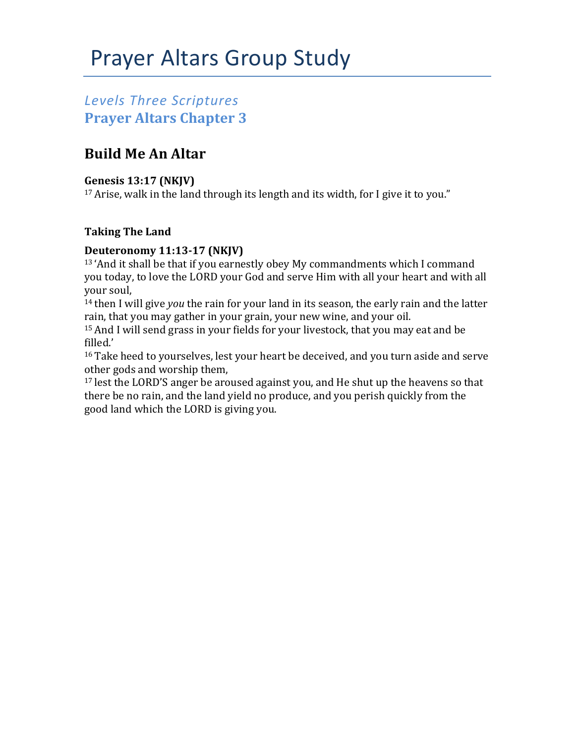# Prayer Altars Group Study

*Levels Three Scriptures*

## Prayer Altars Chapter 3

## Build Me An Altar

**Genesis 13:17 (NKJV)**

[17] Arise, walk in the land through its length and its width, for I give it to you."

### Taking The Land

**Deuteronomy 11:13-17 (NKJV)**

[13] 'And it shall be that if you earnestly obey My commandments which I command you today, to love the LORD your God and serve Him with all your heart and with all your soul,
[14] then I will give *you* the rain for your land in its season, the early rain and the latter rain, that you may gather in your grain, your new wine, and your oil.
[15] And I will send grass in your fields for your livestock, that you may eat and be filled.'
[16] Take heed to yourselves, lest your heart be deceived, and you turn aside and serve other gods and worship them,
[17] lest the LORD'S anger be aroused against you, and He shut up the heavens so that there be no rain, and the land yield no produce, and you perish quickly from the good land which the LORD is giving you.